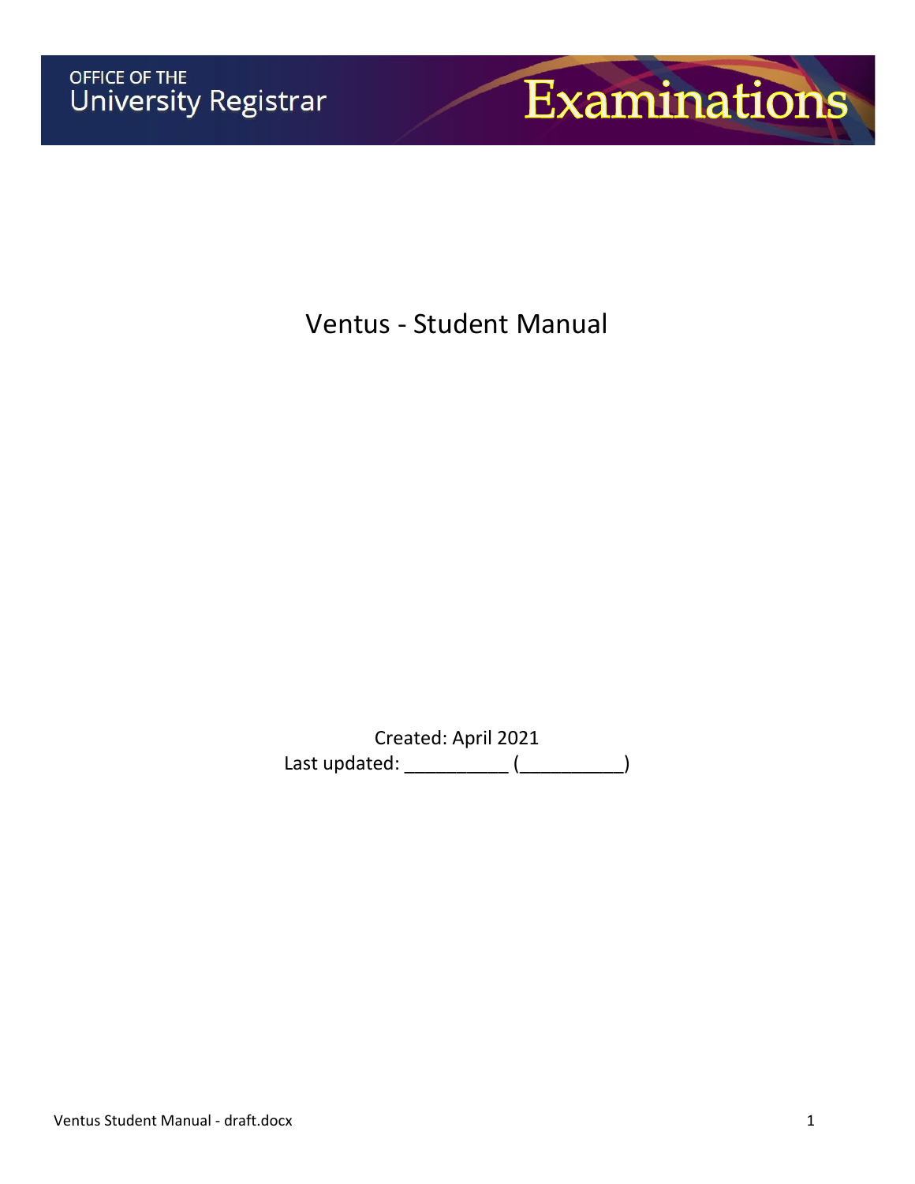OFFICE OF THE
University Registrar

Examinations

# Ventus - Student Manual

Created: April 2021
Last updated: __________ (__________)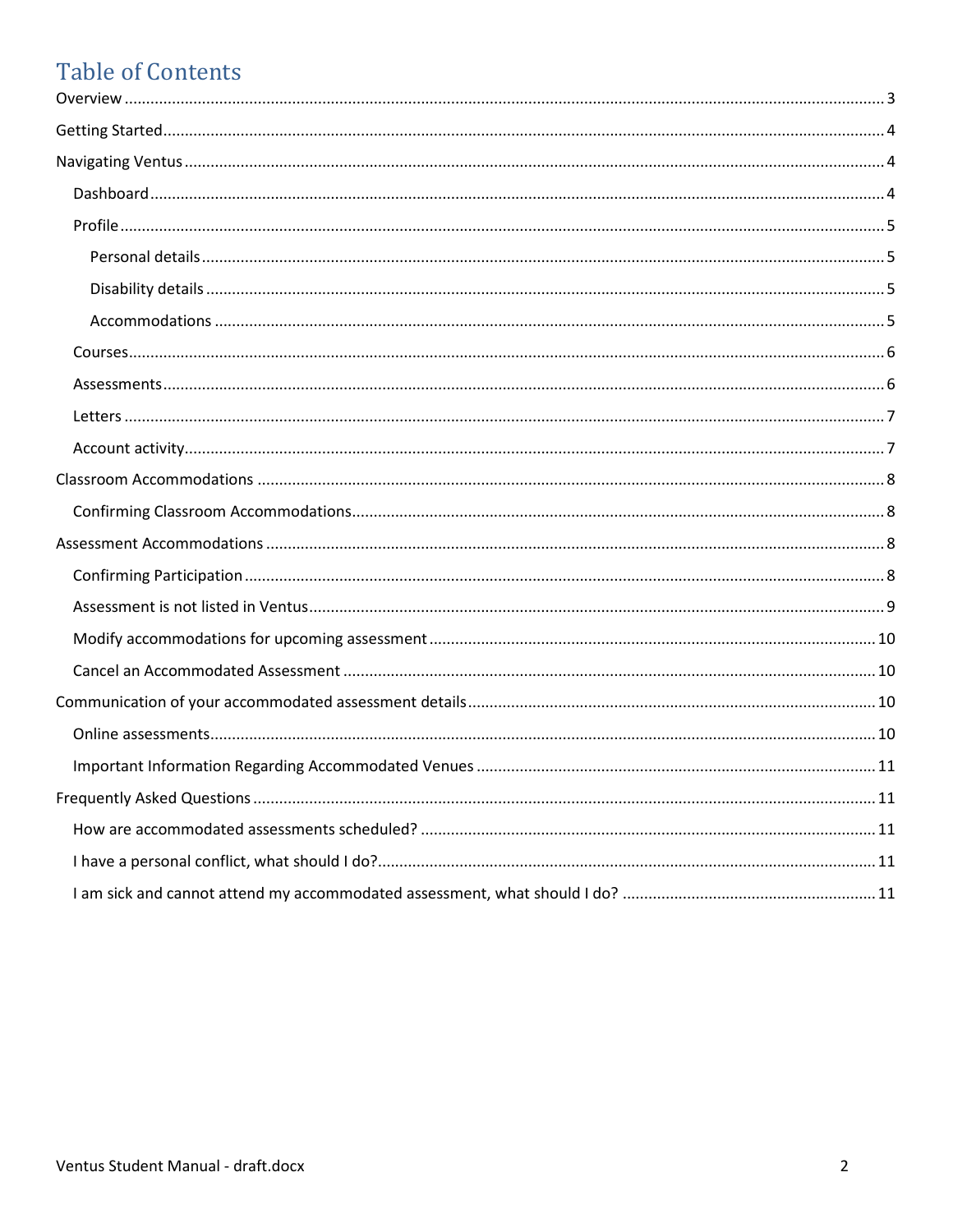# Table of Contents

- Overview ... 3
- Getting Started ... 4
- Navigating Ventus ... 4
  - Dashboard ... 4
  - Profile ... 5
    - Personal details ... 5
    - Disability details ... 5
    - Accommodations ... 5
  - Courses ... 6
  - Assessments ... 6
  - Letters ... 7
  - Account activity ... 7
- Classroom Accommodations ... 8
  - Confirming Classroom Accommodations ... 8
- Assessment Accommodations ... 8
  - Confirming Participation ... 8
  - Assessment is not listed in Ventus ... 9
  - Modify accommodations for upcoming assessment ... 10
  - Cancel an Accommodated Assessment ... 10
- Communication of your accommodated assessment details ... 10
  - Online assessments ... 10
  - Important Information Regarding Accommodated Venues ... 11
- Frequently Asked Questions ... 11
  - How are accommodated assessments scheduled? ... 11
  - I have a personal conflict, what should I do? ... 11
  - I am sick and cannot attend my accommodated assessment, what should I do? ... 11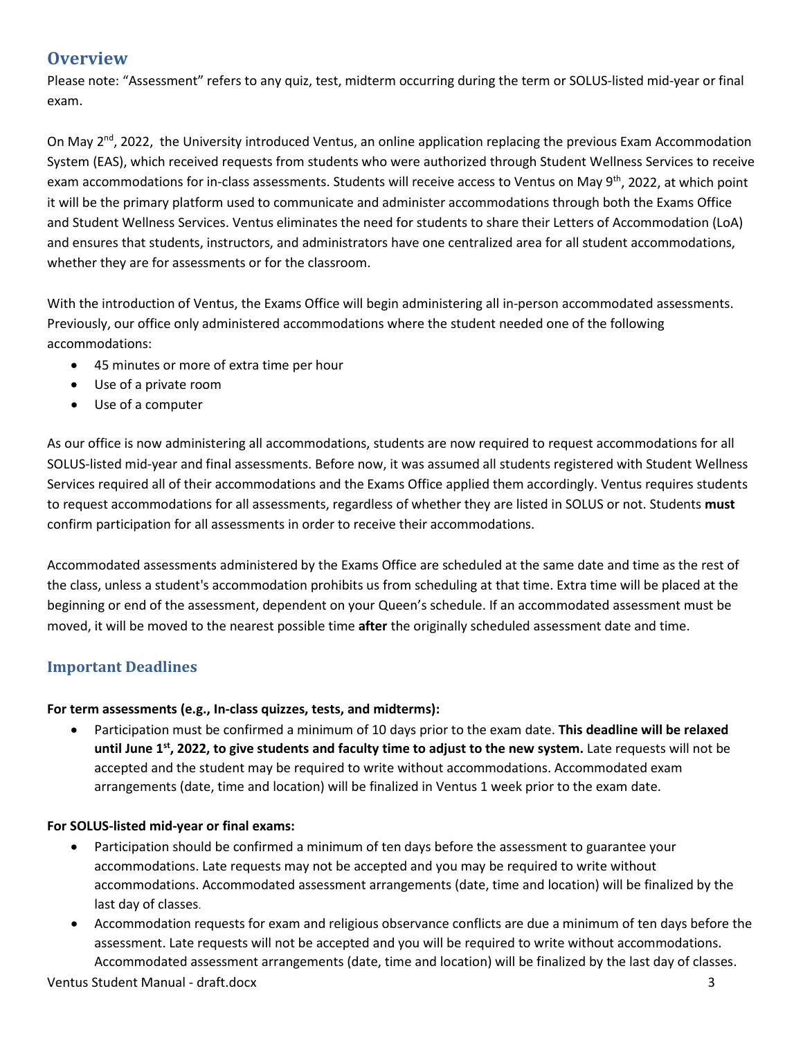## Overview

Please note: "Assessment" refers to any quiz, test, midterm occurring during the term or SOLUS-listed mid-year or final exam.

On May 2nd, 2022, the University introduced Ventus, an online application replacing the previous Exam Accommodation System (EAS), which received requests from students who were authorized through Student Wellness Services to receive exam accommodations for in-class assessments. Students will receive access to Ventus on May 9th, 2022, at which point it will be the primary platform used to communicate and administer accommodations through both the Exams Office and Student Wellness Services. Ventus eliminates the need for students to share their Letters of Accommodation (LoA) and ensures that students, instructors, and administrators have one centralized area for all student accommodations, whether they are for assessments or for the classroom.

With the introduction of Ventus, the Exams Office will begin administering all in-person accommodated assessments. Previously, our office only administered accommodations where the student needed one of the following accommodations:

- 45 minutes or more of extra time per hour
- Use of a private room
- Use of a computer

As our office is now administering all accommodations, students are now required to request accommodations for all SOLUS-listed mid-year and final assessments. Before now, it was assumed all students registered with Student Wellness Services required all of their accommodations and the Exams Office applied them accordingly. Ventus requires students to request accommodations for all assessments, regardless of whether they are listed in SOLUS or not. Students **must** confirm participation for all assessments in order to receive their accommodations.

Accommodated assessments administered by the Exams Office are scheduled at the same date and time as the rest of the class, unless a student's accommodation prohibits us from scheduling at that time. Extra time will be placed at the beginning or end of the assessment, dependent on your Queen's schedule. If an accommodated assessment must be moved, it will be moved to the nearest possible time **after** the originally scheduled assessment date and time.

### Important Deadlines

**For term assessments (e.g., In-class quizzes, tests, and midterms):**

- Participation must be confirmed a minimum of 10 days prior to the exam date. **This deadline will be relaxed until June 1st, 2022, to give students and faculty time to adjust to the new system.** Late requests will not be accepted and the student may be required to write without accommodations. Accommodated exam arrangements (date, time and location) will be finalized in Ventus 1 week prior to the exam date.

**For SOLUS-listed mid-year or final exams:**

- Participation should be confirmed a minimum of ten days before the assessment to guarantee your accommodations. Late requests may not be accepted and you may be required to write without accommodations. Accommodated assessment arrangements (date, time and location) will be finalized by the last day of classes.
- Accommodation requests for exam and religious observance conflicts are due a minimum of ten days before the assessment. Late requests will not be accepted and you will be required to write without accommodations. Accommodated assessment arrangements (date, time and location) will be finalized by the last day of classes.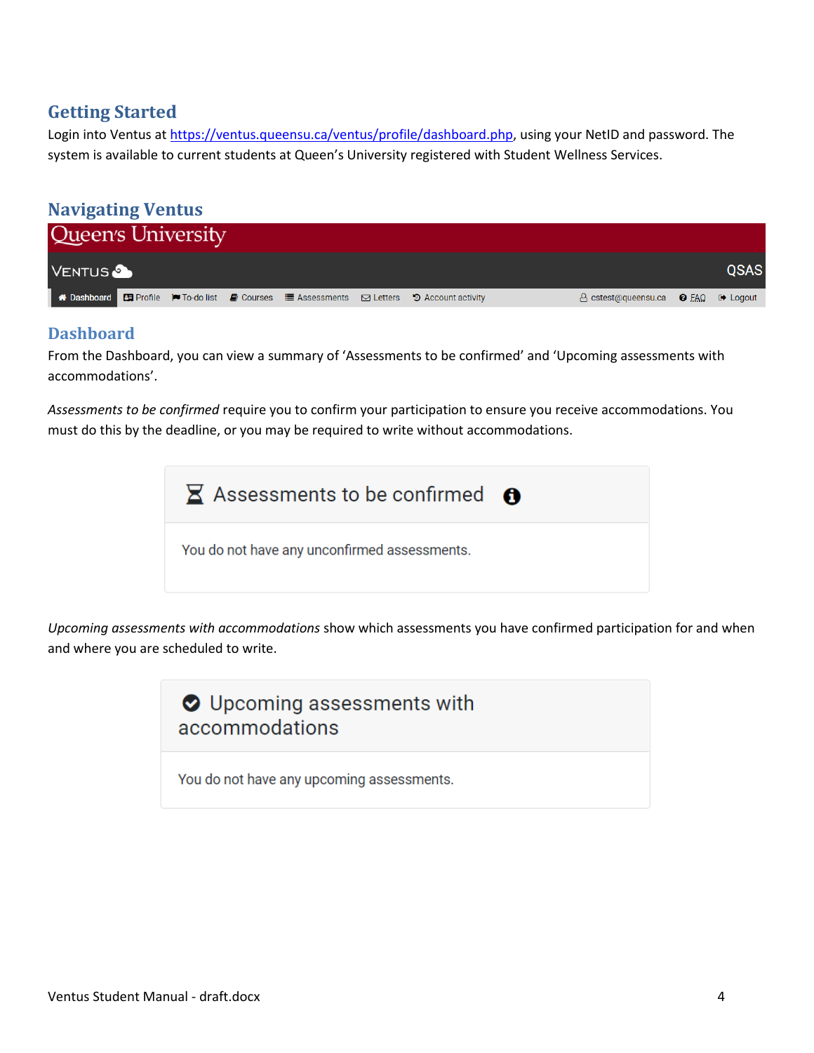## Getting Started

Login into Ventus at https://ventus.queensu.ca/ventus/profile/dashboard.php, using your NetID and password. The system is available to current students at Queen's University registered with Student Wellness Services.

## Navigating Ventus

Queen's University

VENTUS QSAS

Dashboard | Profile | To-do list | Courses | Assessments | Letters | Account activity | cstest@queensu.ca | FAQ | Logout

## Dashboard

From the Dashboard, you can view a summary of 'Assessments to be confirmed' and 'Upcoming assessments with accommodations'.

*Assessments to be confirmed* require you to confirm your participation to ensure you receive accommodations. You must do this by the deadline, or you may be required to write without accommodations.

Assessments to be confirmed

You do not have any unconfirmed assessments.

*Upcoming assessments with accommodations* show which assessments you have confirmed participation for and when and where you are scheduled to write.

Upcoming assessments with accommodations

You do not have any upcoming assessments.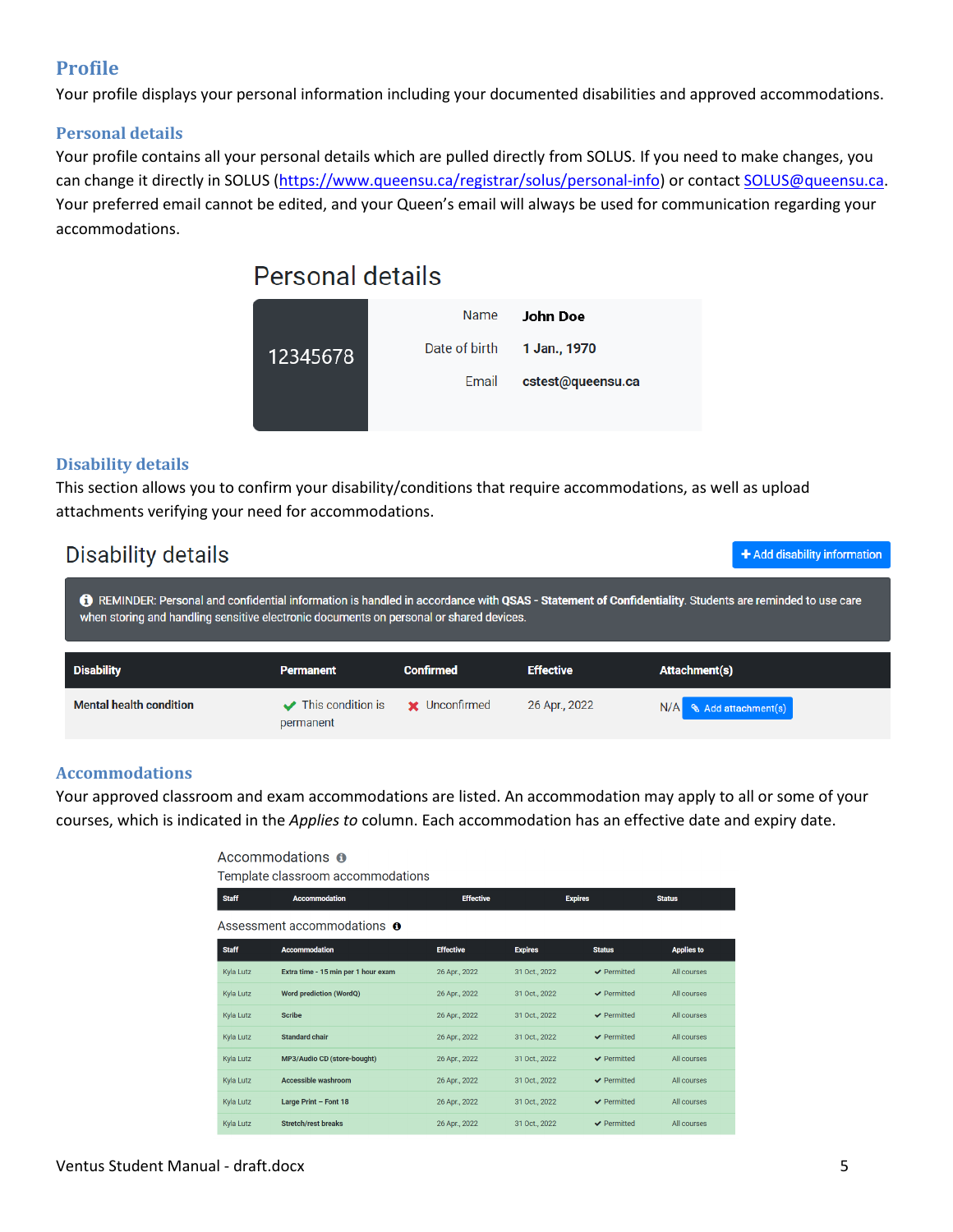## Profile

Your profile displays your personal information including your documented disabilities and approved accommodations.

### Personal details

Your profile contains all your personal details which are pulled directly from SOLUS. If you need to make changes, you can change it directly in SOLUS (https://www.queensu.ca/registrar/solus/personal-info) or contact SOLUS@queensu.ca. Your preferred email cannot be edited, and your Queen's email will always be used for communication regarding your accommodations.

**Personal details**

| 12345678 | | |
|---|---|---|
| | Name | **John Doe** |
| | Date of birth | **1 Jan., 1970** |
| | Email | **cstest@queensu.ca** |

### Disability details

This section allows you to confirm your disability/conditions that require accommodations, as well as upload attachments verifying your need for accommodations.

**Disability details** — + Add disability information

REMINDER: Personal and confidential information is handled in accordance with **QSAS - Statement of Confidentiality**. Students are reminded to use care when storing and handling sensitive electronic documents on personal or shared devices.

| Disability | Permanent | Confirmed | Effective | Attachment(s) |
|---|---|---|---|---|
| **Mental health condition** | ✔ This condition is permanent | ✖ Unconfirmed | 26 Apr., 2022 | N/A Add attachment(s) |

### Accommodations

Your approved classroom and exam accommodations are listed. An accommodation may apply to all or some of your courses, which is indicated in the *Applies to* column. Each accommodation has an effective date and expiry date.

**Accommodations**

Template classroom accommodations

| Staff | Accommodation | Effective | Expires | Status |
|---|---|---|---|---|

Assessment accommodations

| Staff | Accommodation | Effective | Expires | Status | Applies to |
|---|---|---|---|---|---|
| Kyla Lutz | Extra time - 15 min per 1 hour exam | 26 Apr., 2022 | 31 Oct., 2022 | ✔ Permitted | All courses |
| Kyla Lutz | Word prediction (WordQ) | 26 Apr., 2022 | 31 Oct., 2022 | ✔ Permitted | All courses |
| Kyla Lutz | Scribe | 26 Apr., 2022 | 31 Oct., 2022 | ✔ Permitted | All courses |
| Kyla Lutz | Standard chair | 26 Apr., 2022 | 31 Oct., 2022 | ✔ Permitted | All courses |
| Kyla Lutz | MP3/Audio CD (store-bought) | 26 Apr., 2022 | 31 Oct., 2022 | ✔ Permitted | All courses |
| Kyla Lutz | Accessible washroom | 26 Apr., 2022 | 31 Oct., 2022 | ✔ Permitted | All courses |
| Kyla Lutz | Large Print – Font 18 | 26 Apr., 2022 | 31 Oct., 2022 | ✔ Permitted | All courses |
| Kyla Lutz | Stretch/rest breaks | 26 Apr., 2022 | 31 Oct., 2022 | ✔ Permitted | All courses |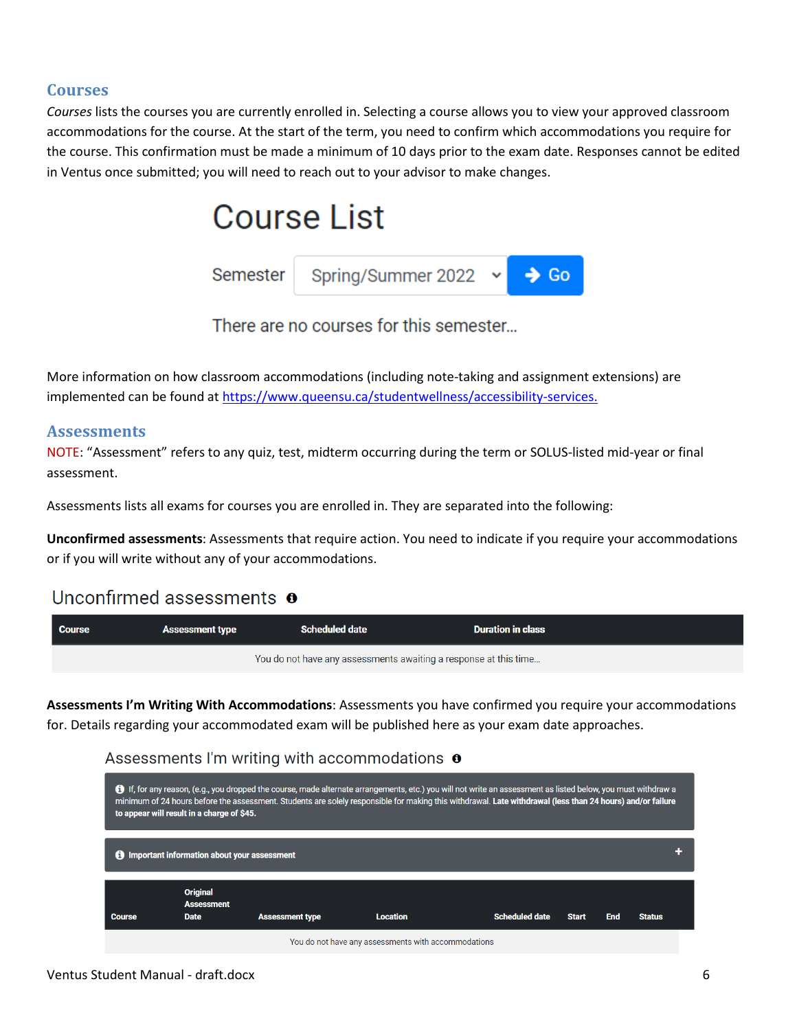## Courses

*Courses* lists the courses you are currently enrolled in. Selecting a course allows you to view your approved classroom accommodations for the course. At the start of the term, you need to confirm which accommodations you require for the course. This confirmation must be made a minimum of 10 days prior to the exam date. Responses cannot be edited in Ventus once submitted; you will need to reach out to your advisor to make changes.

# Course List

Semester: Spring/Summer 2022 → Go

There are no courses for this semester...

More information on how classroom accommodations (including note-taking and assignment extensions) are implemented can be found at https://www.queensu.ca/studentwellness/accessibility-services.

## Assessments

NOTE: “Assessment” refers to any quiz, test, midterm occurring during the term or SOLUS-listed mid-year or final assessment.

Assessments lists all exams for courses you are enrolled in. They are separated into the following:

**Unconfirmed assessments**: Assessments that require action. You need to indicate if you require your accommodations or if you will write without any of your accommodations.

### Unconfirmed assessments

| Course | Assessment type | Scheduled date | Duration in class |
|---|---|---|---|
| You do not have any assessments awaiting a response at this time... | | | |

**Assessments I’m Writing With Accommodations**: Assessments you have confirmed you require your accommodations for. Details regarding your accommodated exam will be published here as your exam date approaches.

### Assessments I'm writing with accommodations

If, for any reason, (e.g., you dropped the course, made alternate arrangements, etc.) you will not write an assessment as listed below, you must withdraw a minimum of 24 hours before the assessment. Students are solely responsible for making this withdrawal. **Late withdrawal (less than 24 hours) and/or failure to appear will result in a charge of $45.**

**Important information about your assessment** +

| Course | Original Assessment Date | Assessment type | Location | Scheduled date | Start | End | Status |
|---|---|---|---|---|---|---|---|
| You do not have any assessments with accommodations | | | | | | | |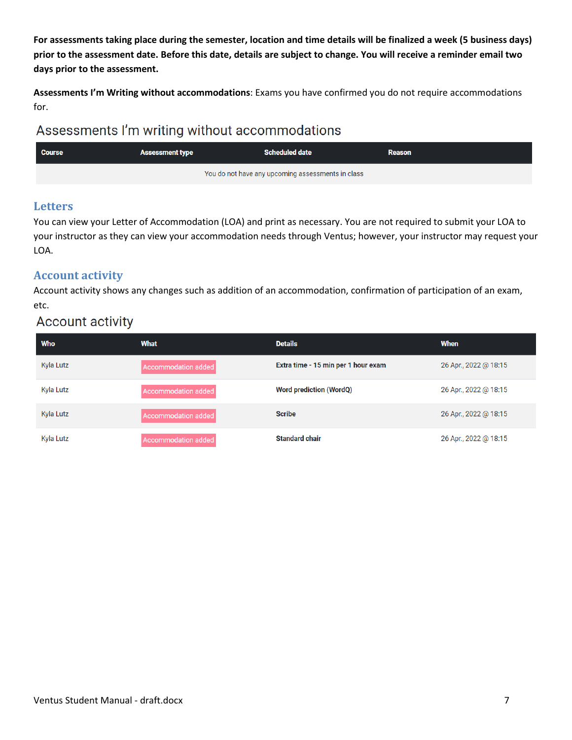**For assessments taking place during the semester, location and time details will be finalized a week (5 business days) prior to the assessment date. Before this date, details are subject to change. You will receive a reminder email two days prior to the assessment.**

**Assessments I'm Writing without accommodations**: Exams you have confirmed you do not require accommodations for.

### Assessments I'm writing without accommodations

| Course | Assessment type | Scheduled date | Reason |
|---|---|---|---|
| You do not have any upcoming assessments in class | | | |

## Letters

You can view your Letter of Accommodation (LOA) and print as necessary. You are not required to submit your LOA to your instructor as they can view your accommodation needs through Ventus; however, your instructor may request your LOA.

## Account activity

Account activity shows any changes such as addition of an accommodation, confirmation of participation of an exam, etc.

### Account activity

| Who | What | Details | When |
|---|---|---|---|
| Kyla Lutz | Accommodation added | Extra time - 15 min per 1 hour exam | 26 Apr., 2022 @ 18:15 |
| Kyla Lutz | Accommodation added | Word prediction (WordQ) | 26 Apr., 2022 @ 18:15 |
| Kyla Lutz | Accommodation added | Scribe | 26 Apr., 2022 @ 18:15 |
| Kyla Lutz | Accommodation added | Standard chair | 26 Apr., 2022 @ 18:15 |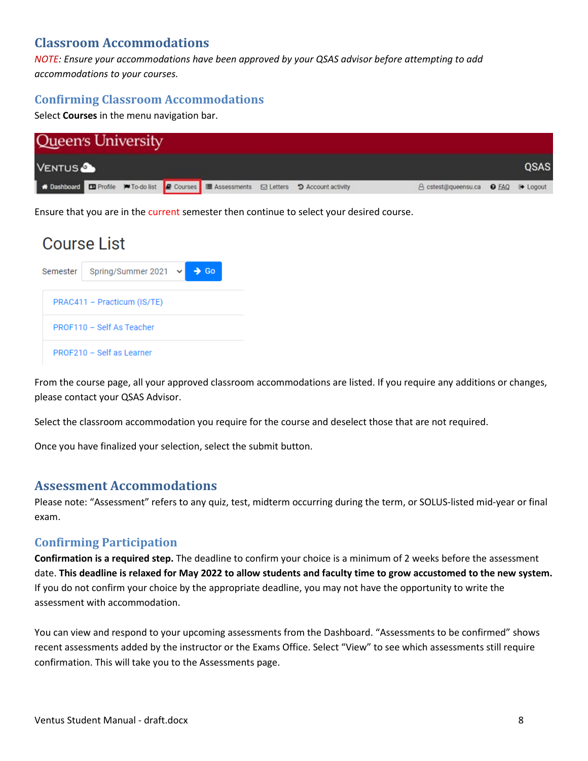## Classroom Accommodations

*NOTE: Ensure your accommodations have been approved by your QSAS advisor before attempting to add accommodations to your courses.*

### Confirming Classroom Accommodations

Select **Courses** in the menu navigation bar.

Ensure that you are in the current semester then continue to select your desired course.

From the course page, all your approved classroom accommodations are listed. If you require any additions or changes, please contact your QSAS Advisor.

Select the classroom accommodation you require for the course and deselect those that are not required.

Once you have finalized your selection, select the submit button.

## Assessment Accommodations

Please note: "Assessment" refers to any quiz, test, midterm occurring during the term, or SOLUS-listed mid-year or final exam.

### Confirming Participation

**Confirmation is a required step.** The deadline to confirm your choice is a minimum of 2 weeks before the assessment date. **This deadline is relaxed for May 2022 to allow students and faculty time to grow accustomed to the new system.** If you do not confirm your choice by the appropriate deadline, you may not have the opportunity to write the assessment with accommodation.

You can view and respond to your upcoming assessments from the Dashboard. "Assessments to be confirmed" shows recent assessments added by the instructor or the Exams Office. Select "View" to see which assessments still require confirmation. This will take you to the Assessments page.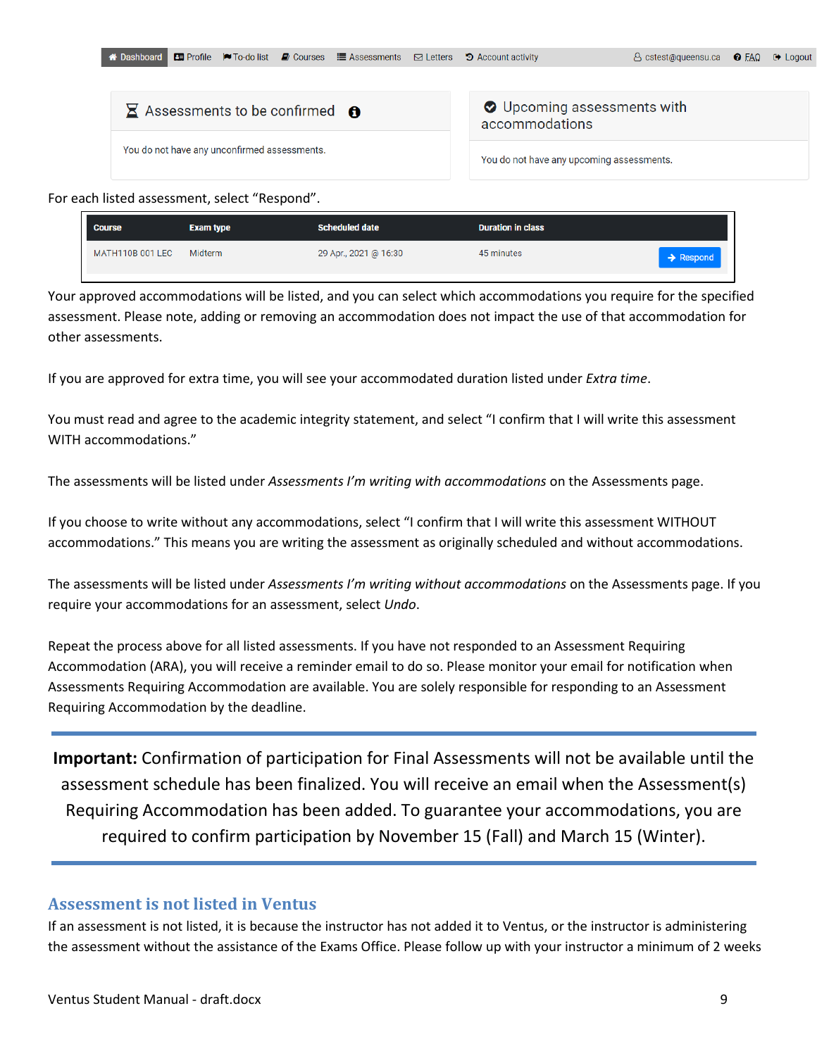Dashboard | Profile | To-do list | Courses | Assessments | Letters | Account activity | cstest@queensu.ca | FAQ | Logout

**Assessments to be confirmed**

You do not have any unconfirmed assessments.

**Upcoming assessments with accommodations**

You do not have any upcoming assessments.

For each listed assessment, select "Respond".

| Course | Exam type | Scheduled date | Duration in class | |
|---|---|---|---|---|
| MATH110B 001 LEC | Midterm | 29 Apr., 2021 @ 16:30 | 45 minutes | Respond |

Your approved accommodations will be listed, and you can select which accommodations you require for the specified assessment. Please note, adding or removing an accommodation does not impact the use of that accommodation for other assessments.

If you are approved for extra time, you will see your accommodated duration listed under *Extra time*.

You must read and agree to the academic integrity statement, and select "I confirm that I will write this assessment WITH accommodations."

The assessments will be listed under *Assessments I'm writing with accommodations* on the Assessments page.

If you choose to write without any accommodations, select "I confirm that I will write this assessment WITHOUT accommodations." This means you are writing the assessment as originally scheduled and without accommodations.

The assessments will be listed under *Assessments I'm writing without accommodations* on the Assessments page. If you require your accommodations for an assessment, select *Undo*.

Repeat the process above for all listed assessments. If you have not responded to an Assessment Requiring Accommodation (ARA), you will receive a reminder email to do so. Please monitor your email for notification when Assessments Requiring Accommodation are available. You are solely responsible for responding to an Assessment Requiring Accommodation by the deadline.

---

**Important:** Confirmation of participation for Final Assessments will not be available until the assessment schedule has been finalized. You will receive an email when the Assessment(s) Requiring Accommodation has been added. To guarantee your accommodations, you are required to confirm participation by November 15 (Fall) and March 15 (Winter).

---

## Assessment is not listed in Ventus

If an assessment is not listed, it is because the instructor has not added it to Ventus, or the instructor is administering the assessment without the assistance of the Exams Office. Please follow up with your instructor a minimum of 2 weeks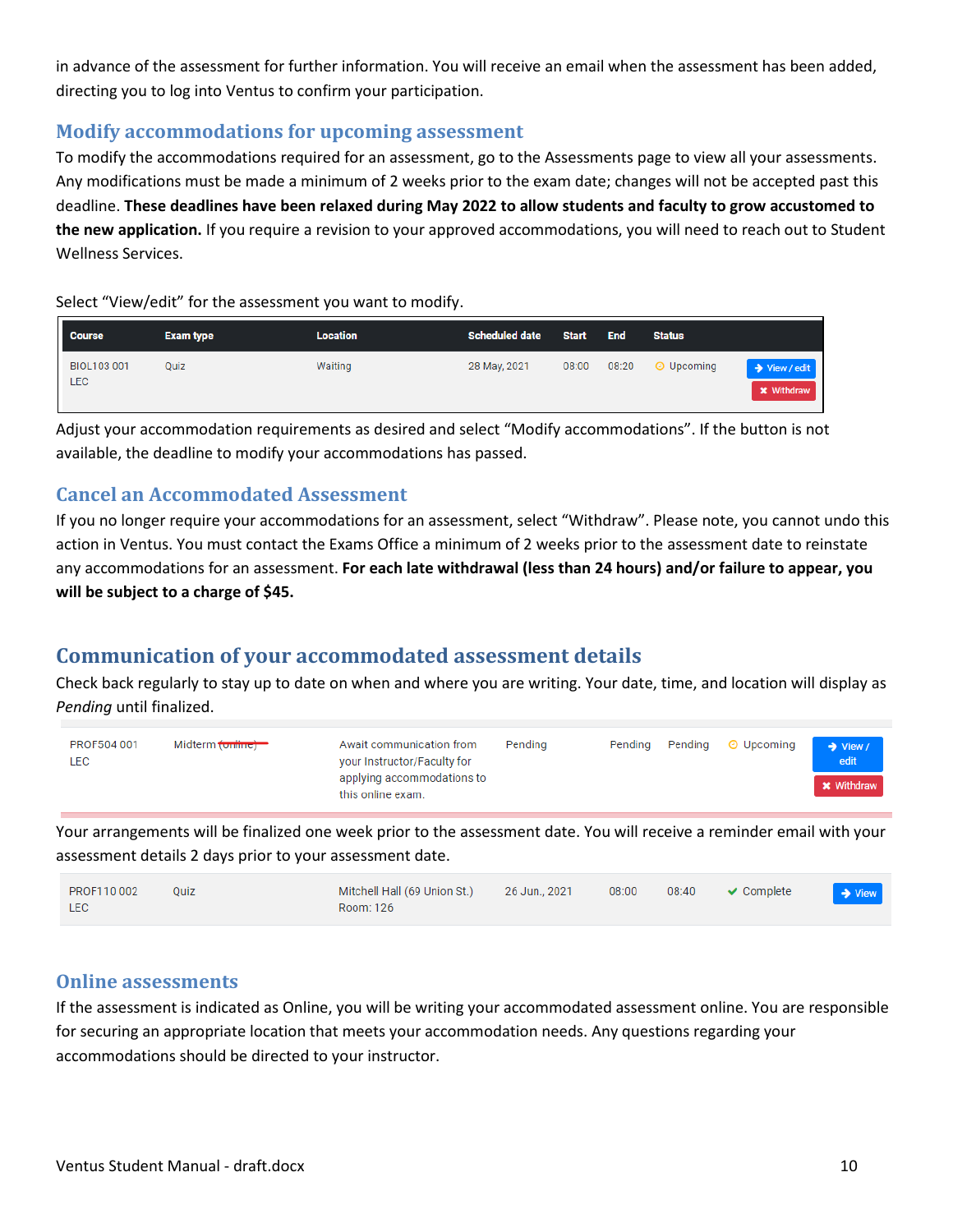in advance of the assessment for further information. You will receive an email when the assessment has been added, directing you to log into Ventus to confirm your participation.

## Modify accommodations for upcoming assessment

To modify the accommodations required for an assessment, go to the Assessments page to view all your assessments. Any modifications must be made a minimum of 2 weeks prior to the exam date; changes will not be accepted past this deadline. **These deadlines have been relaxed during May 2022 to allow students and faculty to grow accustomed to the new application.** If you require a revision to your approved accommodations, you will need to reach out to Student Wellness Services.

Select "View/edit" for the assessment you want to modify.

| Course | Exam type | Location | Scheduled date | Start | End | Status | |
|---|---|---|---|---|---|---|---|
| BIOL103 001 LEC | Quiz | Waiting | 28 May, 2021 | 08:00 | 08:20 | Upcoming | View / edit<br>Withdraw |

Adjust your accommodation requirements as desired and select "Modify accommodations". If the button is not available, the deadline to modify your accommodations has passed.

## Cancel an Accommodated Assessment

If you no longer require your accommodations for an assessment, select "Withdraw". Please note, you cannot undo this action in Ventus. You must contact the Exams Office a minimum of 2 weeks prior to the assessment date to reinstate any accommodations for an assessment. **For each late withdrawal (less than 24 hours) and/or failure to appear, you will be subject to a charge of $45.**

## Communication of your accommodated assessment details

Check back regularly to stay up to date on when and where you are writing. Your date, time, and location will display as *Pending* until finalized.

| | | | | | | | |
|---|---|---|---|---|---|---|---|
| PROF504 001 LEC | Midterm ~~(online)~~ | Await communication from your Instructor/Faculty for applying accommodations to this online exam. | Pending | Pending | Pending | Upcoming | View / edit<br>Withdraw |

Your arrangements will be finalized one week prior to the assessment date. You will receive a reminder email with your assessment details 2 days prior to your assessment date.

| | | | | | | | |
|---|---|---|---|---|---|---|---|
| PROF110 002 LEC | Quiz | Mitchell Hall (69 Union St.) Room: 126 | 26 Jun., 2021 | 08:00 | 08:40 | Complete | View |

## Online assessments

If the assessment is indicated as Online, you will be writing your accommodated assessment online. You are responsible for securing an appropriate location that meets your accommodation needs. Any questions regarding your accommodations should be directed to your instructor.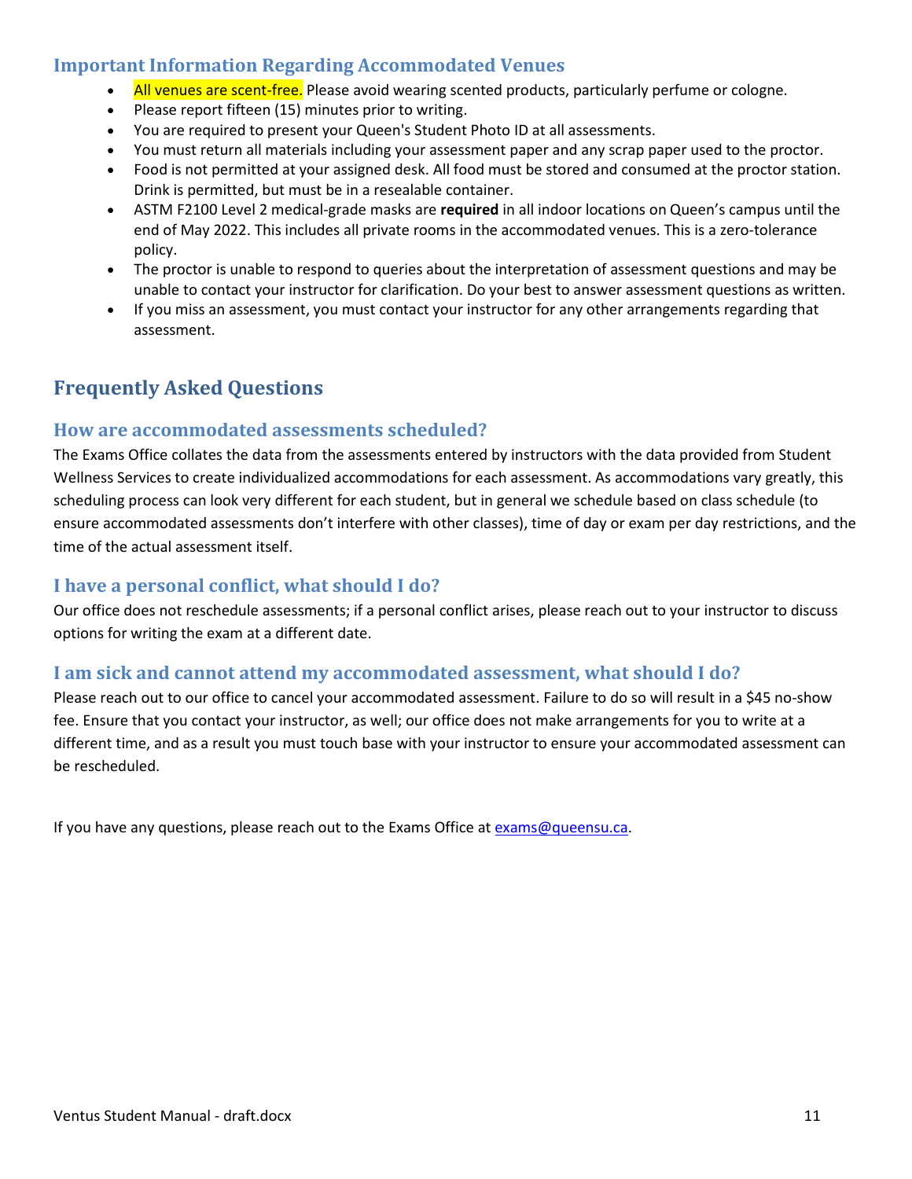## Important Information Regarding Accommodated Venues

- All venues are scent-free. Please avoid wearing scented products, particularly perfume or cologne.
- Please report fifteen (15) minutes prior to writing.
- You are required to present your Queen's Student Photo ID at all assessments.
- You must return all materials including your assessment paper and any scrap paper used to the proctor.
- Food is not permitted at your assigned desk. All food must be stored and consumed at the proctor station. Drink is permitted, but must be in a resealable container.
- ASTM F2100 Level 2 medical-grade masks are **required** in all indoor locations on Queen's campus until the end of May 2022. This includes all private rooms in the accommodated venues. This is a zero-tolerance policy.
- The proctor is unable to respond to queries about the interpretation of assessment questions and may be unable to contact your instructor for clarification. Do your best to answer assessment questions as written.
- If you miss an assessment, you must contact your instructor for any other arrangements regarding that assessment.

# Frequently Asked Questions

## How are accommodated assessments scheduled?

The Exams Office collates the data from the assessments entered by instructors with the data provided from Student Wellness Services to create individualized accommodations for each assessment. As accommodations vary greatly, this scheduling process can look very different for each student, but in general we schedule based on class schedule (to ensure accommodated assessments don't interfere with other classes), time of day or exam per day restrictions, and the time of the actual assessment itself.

## I have a personal conflict, what should I do?

Our office does not reschedule assessments; if a personal conflict arises, please reach out to your instructor to discuss options for writing the exam at a different date.

## I am sick and cannot attend my accommodated assessment, what should I do?

Please reach out to our office to cancel your accommodated assessment. Failure to do so will result in a $45 no-show fee. Ensure that you contact your instructor, as well; our office does not make arrangements for you to write at a different time, and as a result you must touch base with your instructor to ensure your accommodated assessment can be rescheduled.

If you have any questions, please reach out to the Exams Office at exams@queensu.ca.